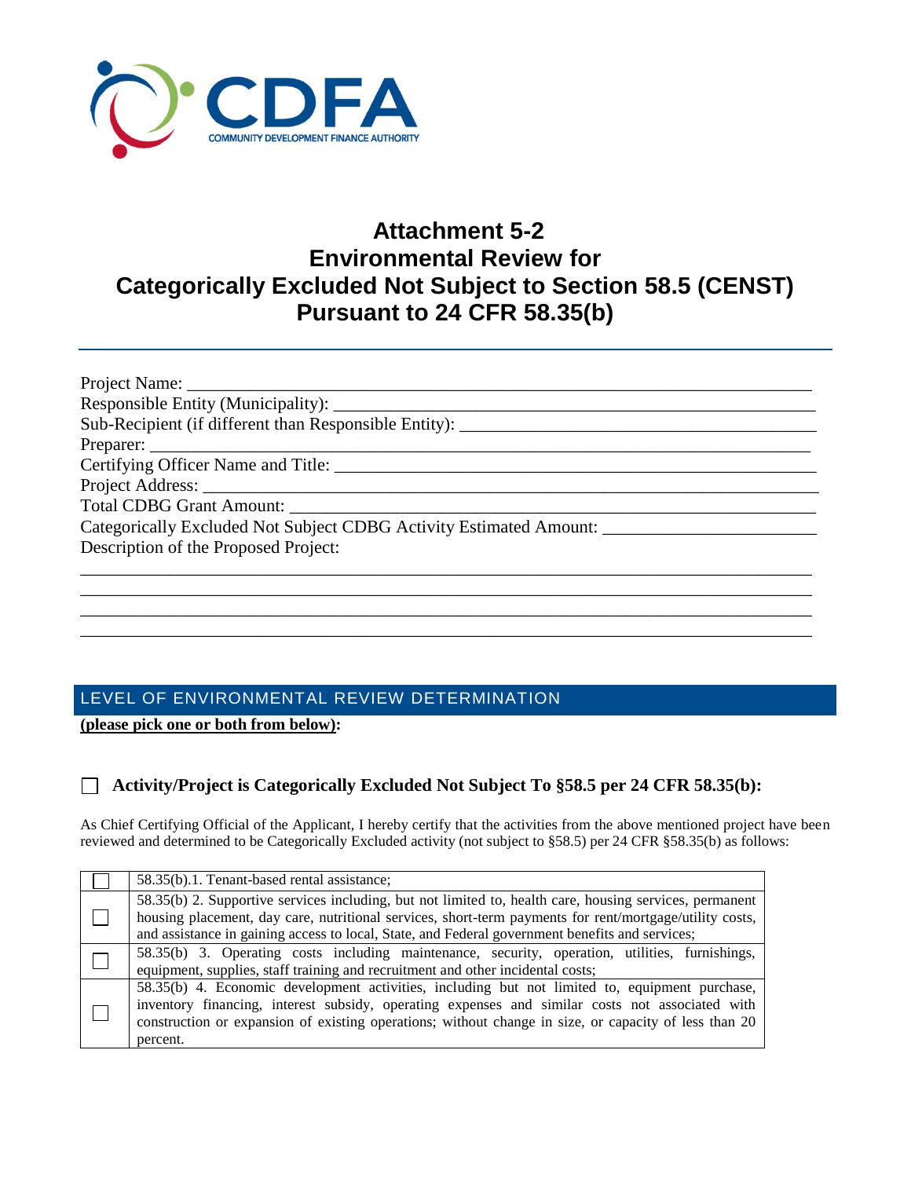# Attachment 5-2
# Environmental Review for Categorically Excluded Not Subject to Section 58.5 (CENST) Pursuant to 24 CFR 58.35(b)

Project Name: ___________________________________________________________________

Responsible Entity (Municipality): ____________________________________________________

Sub-Recipient (if different than Responsible Entity): _________________________________________

Preparer: ______________________________________________________________________

Certifying Officer Name and Title: ___________________________________________________

Project Address: ________________________________________________________________

Total CDBG Grant Amount: _________________________________________________________

Categorically Excluded Not Subject CDBG Activity Estimated Amount: _______________________

Description of the Proposed Project:

______________________________________________________________________________
______________________________________________________________________________
______________________________________________________________________________
______________________________________________________________________________

## LEVEL OF ENVIRONMENTAL REVIEW DETERMINATION

**(please pick one or both from below):**

☐ **Activity/Project is Categorically Excluded Not Subject To §58.5 per 24 CFR 58.35(b):**

As Chief Certifying Official of the Applicant, I hereby certify that the activities from the above mentioned project have been reviewed and determined to be Categorically Excluded activity (not subject to §58.5) per 24 CFR §58.35(b) as follows:

| | |
|---|---|
| ☐ | 58.35(b).1. Tenant-based rental assistance; |
| ☐ | 58.35(b) 2. Supportive services including, but not limited to, health care, housing services, permanent housing placement, day care, nutritional services, short-term payments for rent/mortgage/utility costs, and assistance in gaining access to local, State, and Federal government benefits and services; |
| ☐ | 58.35(b) 3. Operating costs including maintenance, security, operation, utilities, furnishings, equipment, supplies, staff training and recruitment and other incidental costs; |
| ☐ | 58.35(b) 4. Economic development activities, including but not limited to, equipment purchase, inventory financing, interest subsidy, operating expenses and similar costs not associated with construction or expansion of existing operations; without change in size, or capacity of less than 20 percent. |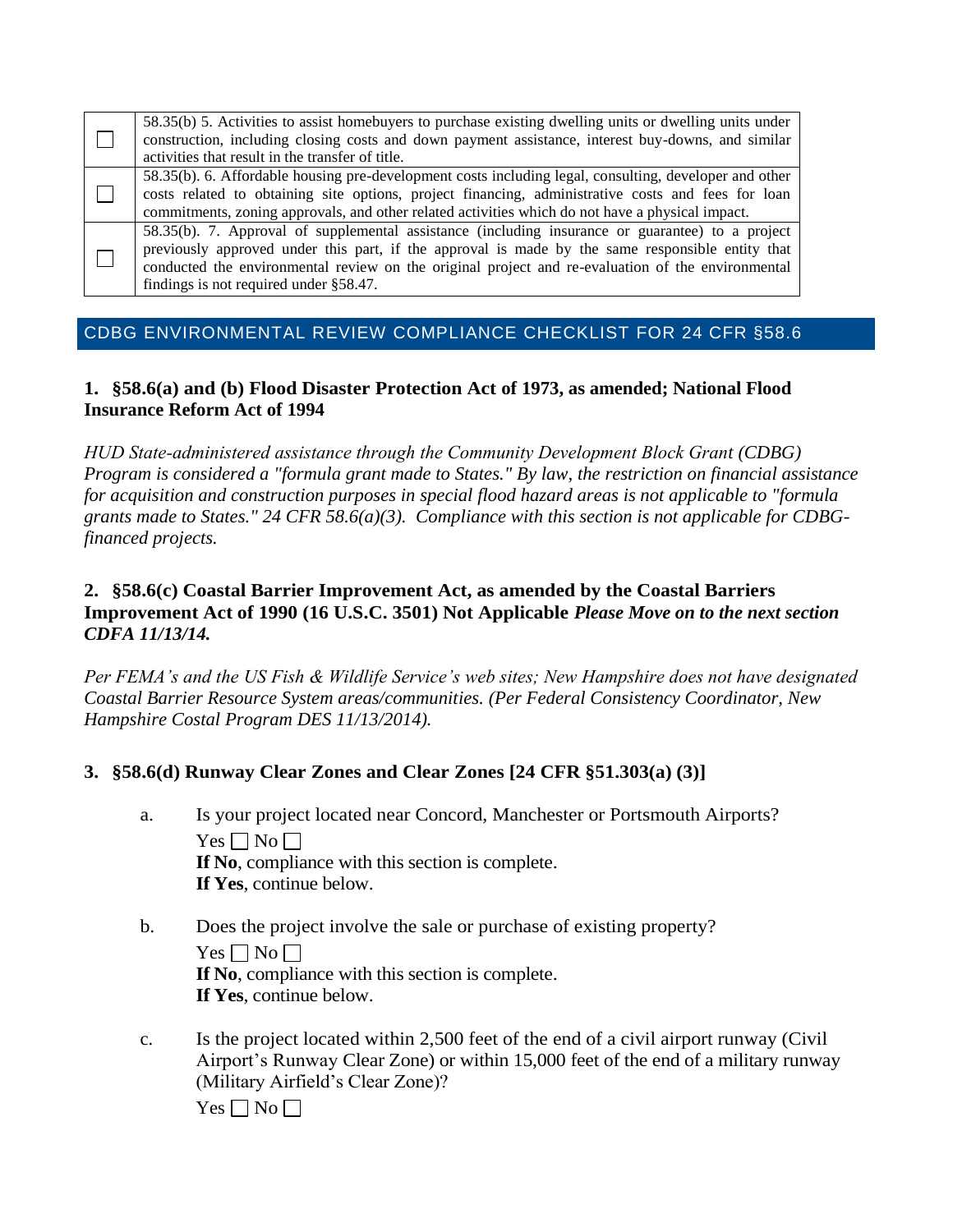| | |
|---|---|
| ☐ | 58.35(b) 5. Activities to assist homebuyers to purchase existing dwelling units or dwelling units under construction, including closing costs and down payment assistance, interest buy-downs, and similar activities that result in the transfer of title. |
| ☐ | 58.35(b). 6. Affordable housing pre-development costs including legal, consulting, developer and other costs related to obtaining site options, project financing, administrative costs and fees for loan commitments, zoning approvals, and other related activities which do not have a physical impact. |
| ☐ | 58.35(b). 7. Approval of supplemental assistance (including insurance or guarantee) to a project previously approved under this part, if the approval is made by the same responsible entity that conducted the environmental review on the original project and re-evaluation of the environmental findings is not required under §58.47. |

## CDBG ENVIRONMENTAL REVIEW COMPLIANCE CHECKLIST FOR 24 CFR §58.6

### 1. §58.6(a) and (b) Flood Disaster Protection Act of 1973, as amended; National Flood Insurance Reform Act of 1994

*HUD State-administered assistance through the Community Development Block Grant (CDBG) Program is considered a "formula grant made to States." By law, the restriction on financial assistance for acquisition and construction purposes in special flood hazard areas is not applicable to "formula grants made to States." 24 CFR 58.6(a)(3). Compliance with this section is not applicable for CDBG-financed projects.*

### 2. §58.6(c) Coastal Barrier Improvement Act, as amended by the Coastal Barriers Improvement Act of 1990 (16 U.S.C. 3501) Not Applicable *Please Move on to the next section CDFA 11/13/14.*

*Per FEMA's and the US Fish & Wildlife Service's web sites; New Hampshire does not have designated Coastal Barrier Resource System areas/communities. (Per Federal Consistency Coordinator, New Hampshire Costal Program DES 11/13/2014).*

### 3. §58.6(d) Runway Clear Zones and Clear Zones [24 CFR §51.303(a) (3)]

a. Is your project located near Concord, Manchester or Portsmouth Airports?
Yes ☐ No ☐
**If No**, compliance with this section is complete.
**If Yes**, continue below.

b. Does the project involve the sale or purchase of existing property?
Yes ☐ No ☐
**If No**, compliance with this section is complete.
**If Yes**, continue below.

c. Is the project located within 2,500 feet of the end of a civil airport runway (Civil Airport's Runway Clear Zone) or within 15,000 feet of the end of a military runway (Military Airfield's Clear Zone)?
Yes ☐ No ☐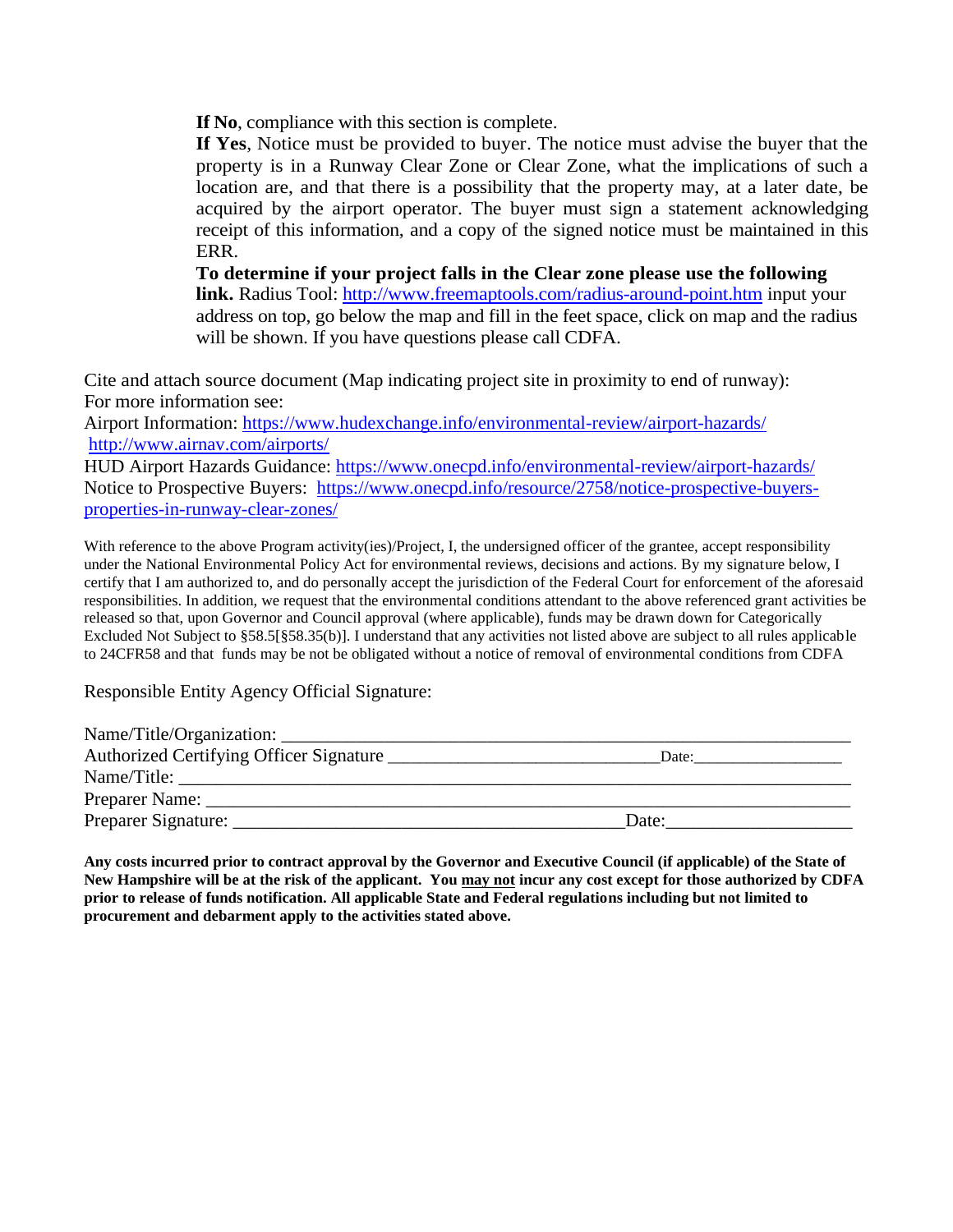**If No**, compliance with this section is complete.

**If Yes**, Notice must be provided to buyer. The notice must advise the buyer that the property is in a Runway Clear Zone or Clear Zone, what the implications of such a location are, and that there is a possibility that the property may, at a later date, be acquired by the airport operator. The buyer must sign a statement acknowledging receipt of this information, and a copy of the signed notice must be maintained in this ERR.

**To determine if your project falls in the Clear zone please use the following link.** Radius Tool: http://www.freemaptools.com/radius-around-point.htm input your address on top, go below the map and fill in the feet space, click on map and the radius will be shown. If you have questions please call CDFA.

Cite and attach source document (Map indicating project site in proximity to end of runway):
For more information see:
Airport Information: https://www.hudexchange.info/environmental-review/airport-hazards/
http://www.airnav.com/airports/
HUD Airport Hazards Guidance: https://www.onecpd.info/environmental-review/airport-hazards/
Notice to Prospective Buyers: https://www.onecpd.info/resource/2758/notice-prospective-buyers-properties-in-runway-clear-zones/

With reference to the above Program activity(ies)/Project, I, the undersigned officer of the grantee, accept responsibility under the National Environmental Policy Act for environmental reviews, decisions and actions. By my signature below, I certify that I am authorized to, and do personally accept the jurisdiction of the Federal Court for enforcement of the aforesaid responsibilities. In addition, we request that the environmental conditions attendant to the above referenced grant activities be released so that, upon Governor and Council approval (where applicable), funds may be drawn down for Categorically Excluded Not Subject to §58.5[§58.35(b)]. I understand that any activities not listed above are subject to all rules applicable to 24CFR58 and that funds may be not be obligated without a notice of removal of environmental conditions from CDFA

Responsible Entity Agency Official Signature:

Name/Title/Organization: ___________________________________________________________
Authorized Certifying Officer Signature ______________________________ Date:_________________
Name/Title: ______________________________________________________________________
Preparer Name: ___________________________________________________________________
Preparer Signature: ________________________________________ Date:___________________

**Any costs incurred prior to contract approval by the Governor and Executive Council (if applicable) of the State of New Hampshire will be at the risk of the applicant. You <u>may not</u> incur any cost except for those authorized by CDFA prior to release of funds notification. All applicable State and Federal regulations including but not limited to procurement and debarment apply to the activities stated above.**